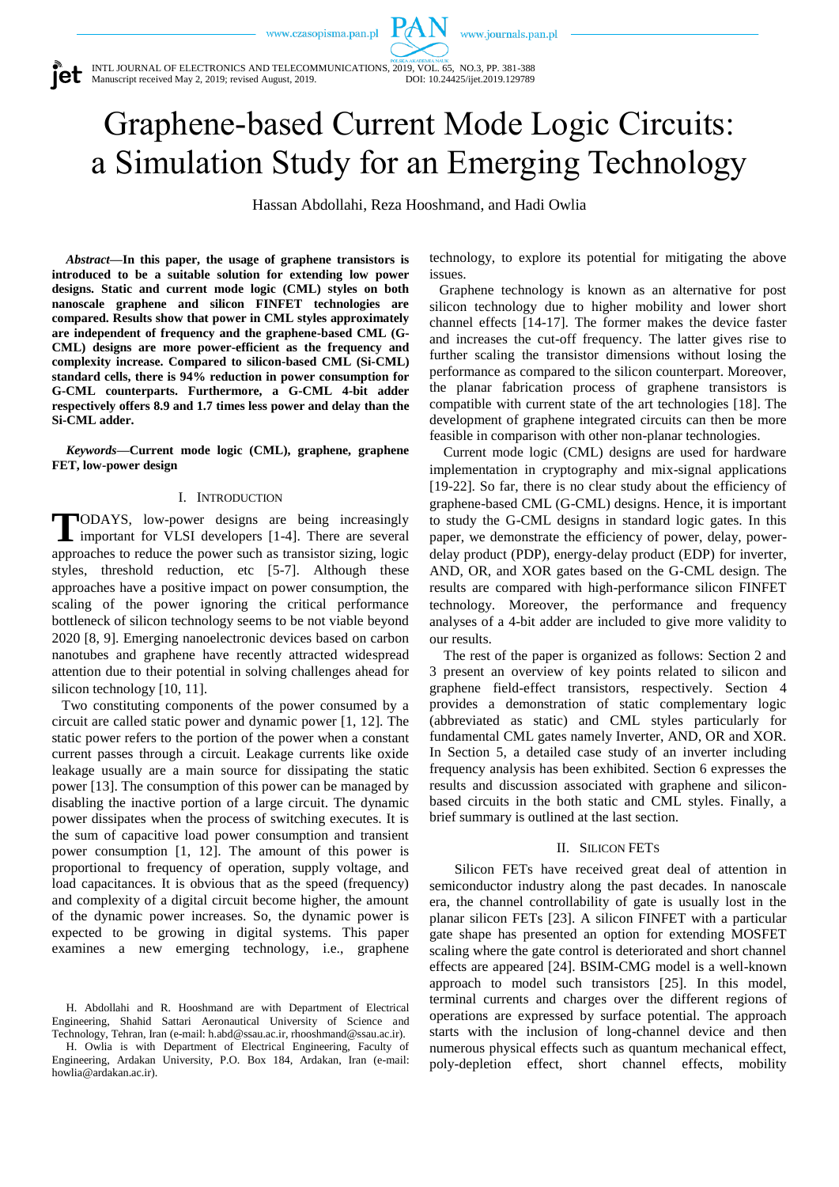# Graphene-based Current Mode Logic Circuits: a Simulation Study for an Emerging Technology

Hassan Abdollahi, Reza Hooshmand, and Hadi Owlia

***Abstract*—In this paper, the usage of graphene transistors is introduced to be a suitable solution for extending low power designs. Static and current mode logic (CML) styles on both nanoscale graphene and silicon FINFET technologies are compared. Results show that power in CML styles approximately are independent of frequency and the graphene-based CML (G-CML) designs are more power-efficient as the frequency and complexity increase. Compared to silicon-based CML (Si-CML) standard cells, there is 94% reduction in power consumption for G-CML counterparts. Furthermore, a G-CML 4-bit adder respectively offers 8.9 and 1.7 times less power and delay than the Si-CML adder.**

***Keywords*—Current mode logic (CML), graphene, graphene FET, low-power design**

## I. Introduction

TODAYS, low-power designs are being increasingly important for VLSI developers [1-4]. There are several approaches to reduce the power such as transistor sizing, logic styles, threshold reduction, etc [5-7]. Although these approaches have a positive impact on power consumption, the scaling of the power ignoring the critical performance bottleneck of silicon technology seems to be not viable beyond 2020 [8, 9]. Emerging nanoelectronic devices based on carbon nanotubes and graphene have recently attracted widespread attention due to their potential in solving challenges ahead for silicon technology [10, 11].

Two constituting components of the power consumed by a circuit are called static power and dynamic power [1, 12]. The static power refers to the portion of the power when a constant current passes through a circuit. Leakage currents like oxide leakage usually are a main source for dissipating the static power [13]. The consumption of this power can be managed by disabling the inactive portion of a large circuit. The dynamic power dissipates when the process of switching executes. It is the sum of capacitive load power consumption and transient power consumption [1, 12]. The amount of this power is proportional to frequency of operation, supply voltage, and load capacitances. It is obvious that as the speed (frequency) and complexity of a digital circuit become higher, the amount of the dynamic power increases. So, the dynamic power is expected to be growing in digital systems. This paper examines a new emerging technology, i.e., graphene technology, to explore its potential for mitigating the above issues.

Graphene technology is known as an alternative for post silicon technology due to higher mobility and lower short channel effects [14-17]. The former makes the device faster and increases the cut-off frequency. The latter gives rise to further scaling the transistor dimensions without losing the performance as compared to the silicon counterpart. Moreover, the planar fabrication process of graphene transistors is compatible with current state of the art technologies [18]. The development of graphene integrated circuits can then be more feasible in comparison with other non-planar technologies.

Current mode logic (CML) designs are used for hardware implementation in cryptography and mix-signal applications [19-22]. So far, there is no clear study about the efficiency of graphene-based CML (G-CML) designs. Hence, it is important to study the G-CML designs in standard logic gates. In this paper, we demonstrate the efficiency of power, delay, power-delay product (PDP), energy-delay product (EDP) for inverter, AND, OR, and XOR gates based on the G-CML design. The results are compared with high-performance silicon FINFET technology. Moreover, the performance and frequency analyses of a 4-bit adder are included to give more validity to our results.

The rest of the paper is organized as follows: Section 2 and 3 present an overview of key points related to silicon and graphene field-effect transistors, respectively. Section 4 provides a demonstration of static complementary logic (abbreviated as static) and CML styles particularly for fundamental CML gates namely Inverter, AND, OR and XOR. In Section 5, a detailed case study of an inverter including frequency analysis has been exhibited. Section 6 expresses the results and discussion associated with graphene and silicon-based circuits in the both static and CML styles. Finally, a brief summary is outlined at the last section.

## II. Silicon FETs

Silicon FETs have received great deal of attention in semiconductor industry along the past decades. In nanoscale era, the channel controllability of gate is usually lost in the planar silicon FETs [23]. A silicon FINFET with a particular gate shape has presented an option for extending MOSFET scaling where the gate control is deteriorated and short channel effects are appeared [24]. BSIM-CMG model is a well-known approach to model such transistors [25]. In this model, terminal currents and charges over the different regions of operations are expressed by surface potential. The approach starts with the inclusion of long-channel device and then numerous physical effects such as quantum mechanical effect, poly-depletion effect, short channel effects, mobility

H. Abdollahi and R. Hooshmand are with Department of Electrical Engineering, Shahid Sattari Aeronautical University of Science and Technology, Tehran, Iran (e-mail: h.abd@ssau.ac.ir, rhooshmand@ssau.ac.ir).

H. Owlia is with Department of Electrical Engineering, Faculty of Engineering, Ardakan University, P.O. Box 184, Ardakan, Iran (e-mail: howlia@ardakan.ac.ir).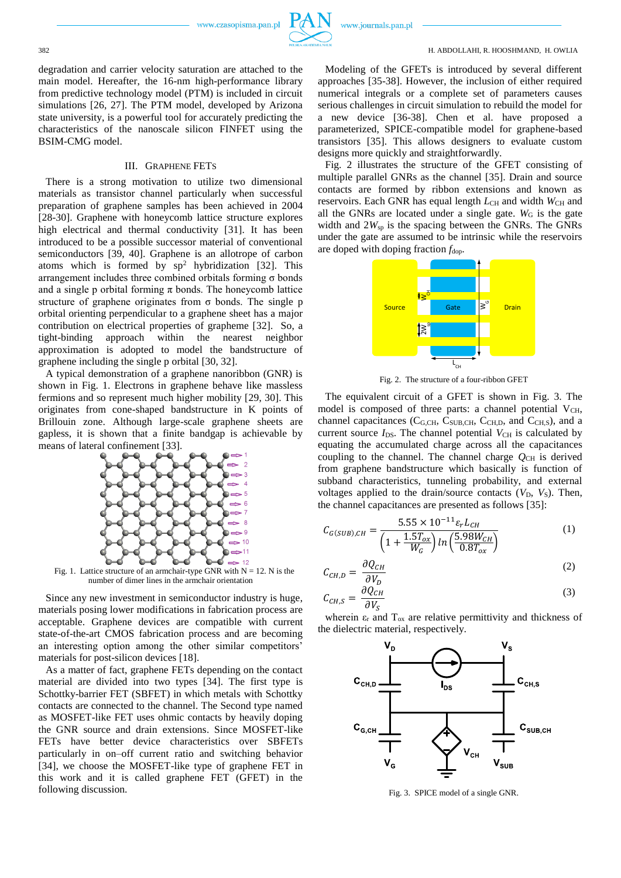degradation and carrier velocity saturation are attached to the main model. Hereafter, the 16-nm high-performance library from predictive technology model (PTM) is included in circuit simulations [26, 27]. The PTM model, developed by Arizona state university, is a powerful tool for accurately predicting the characteristics of the nanoscale silicon FINFET using the BSIM-CMG model.

## III. Graphene FETs

There is a strong motivation to utilize two dimensional materials as transistor channel particularly when successful preparation of graphene samples has been achieved in 2004 [28-30]. Graphene with honeycomb lattice structure explores high electrical and thermal conductivity [31]. It has been introduced to be a possible successor material of conventional semiconductors [39, 40]. Graphene is an allotrope of carbon atoms which is formed by $sp^2$ hybridization [32]. This arrangement includes three combined orbitals forming σ bonds and a single p orbital forming π bonds. The honeycomb lattice structure of graphene originates from σ bonds. The single p orbital orienting perpendicular to a graphene sheet has a major contribution on electrical properties of grapheme [32]. So, a tight-binding approach within the nearest neighbor approximation is adopted to model the bandstructure of graphene including the single p orbital [30, 32].

A typical demonstration of a graphene nanoribbon (GNR) is shown in Fig. 1. Electrons in graphene behave like massless fermions and so represent much higher mobility [29, 30]. This originates from cone-shaped bandstructure in K points of Brillouin zone. Although large-scale graphene sheets are gapless, it is shown that a finite bandgap is achievable by means of lateral confinement [33].

Fig. 1. Lattice structure of an armchair-type GNR with N = 12. N is the number of dimer lines in the armchair orientation

Since any new investment in semiconductor industry is huge, materials posing lower modifications in fabrication process are acceptable. Graphene devices are compatible with current state-of-the-art CMOS fabrication process and are becoming an interesting option among the other similar competitors' materials for post-silicon devices [18].

As a matter of fact, graphene FETs depending on the contact material are divided into two types [34]. The first type is Schottky-barrier FET (SBFET) in which metals with Schottky contacts are connected to the channel. The Second type named as MOSFET-like FET uses ohmic contacts by heavily doping the GNR source and drain extensions. Since MOSFET-like FETs have better device characteristics over SBFETs particularly in on–off current ratio and switching behavior [34], we choose the MOSFET-like type of graphene FET in this work and it is called graphene FET (GFET) in the following discussion.

Modeling of the GFETs is introduced by several different approaches [35-38]. However, the inclusion of either required numerical integrals or a complete set of parameters causes serious challenges in circuit simulation to rebuild the model for a new device [36-38]. Chen et al. have proposed a parameterized, SPICE-compatible model for graphene-based transistors [35]. This allows designers to evaluate custom designs more quickly and straightforwardly.

Fig. 2 illustrates the structure of the GFET consisting of multiple parallel GNRs as the channel [35]. Drain and source contacts are formed by ribbon extensions and known as reservoirs. Each GNR has equal length $L_{CH}$ and width $W_{CH}$ and all the GNRs are located under a single gate. $W_G$ is the gate width and $2W_{sp}$ is the spacing between the GNRs. The GNRs under the gate are assumed to be intrinsic while the reservoirs are doped with doping fraction $f_{dop}$.

Fig. 2. The structure of a four-ribbon GFET

The equivalent circuit of a GFET is shown in Fig. 3. The model is composed of three parts: a channel potential $V_{CH}$, channel capacitances ($C_{G,CH}$, $C_{SUB,CH}$, $C_{CH,D}$, and $C_{CH,S}$), and a current source $I_{DS}$. The channel potential $V_{CH}$ is calculated by equating the accumulated charge across all the capacitances coupling to the channel. The channel charge $Q_{CH}$ is derived from graphene bandstructure which basically is function of subband characteristics, tunneling probability, and external voltages applied to the drain/source contacts ($V_D$, $V_S$). Then, the channel capacitances are presented as follows [35]:

$$C_{G(SUB),CH} = \frac{5.55 \times 10^{-11} \varepsilon_r L_{CH}}{\left(1 + \frac{1.5T_{ox}}{W_G}\right) ln\left(\frac{5.98W_{CH}}{0.8T_{ox}}\right)} \tag{1}$$

$$C_{CH,D} = \frac{\partial Q_{CH}}{\partial V_D} \tag{2}$$

$$C_{CH,S} = \frac{\partial Q_{CH}}{\partial V_S} \tag{3}$$

wherein $\varepsilon_r$ and $T_{ox}$ are relative permittivity and thickness of the dielectric material, respectively.

Fig. 3. SPICE model of a single GNR.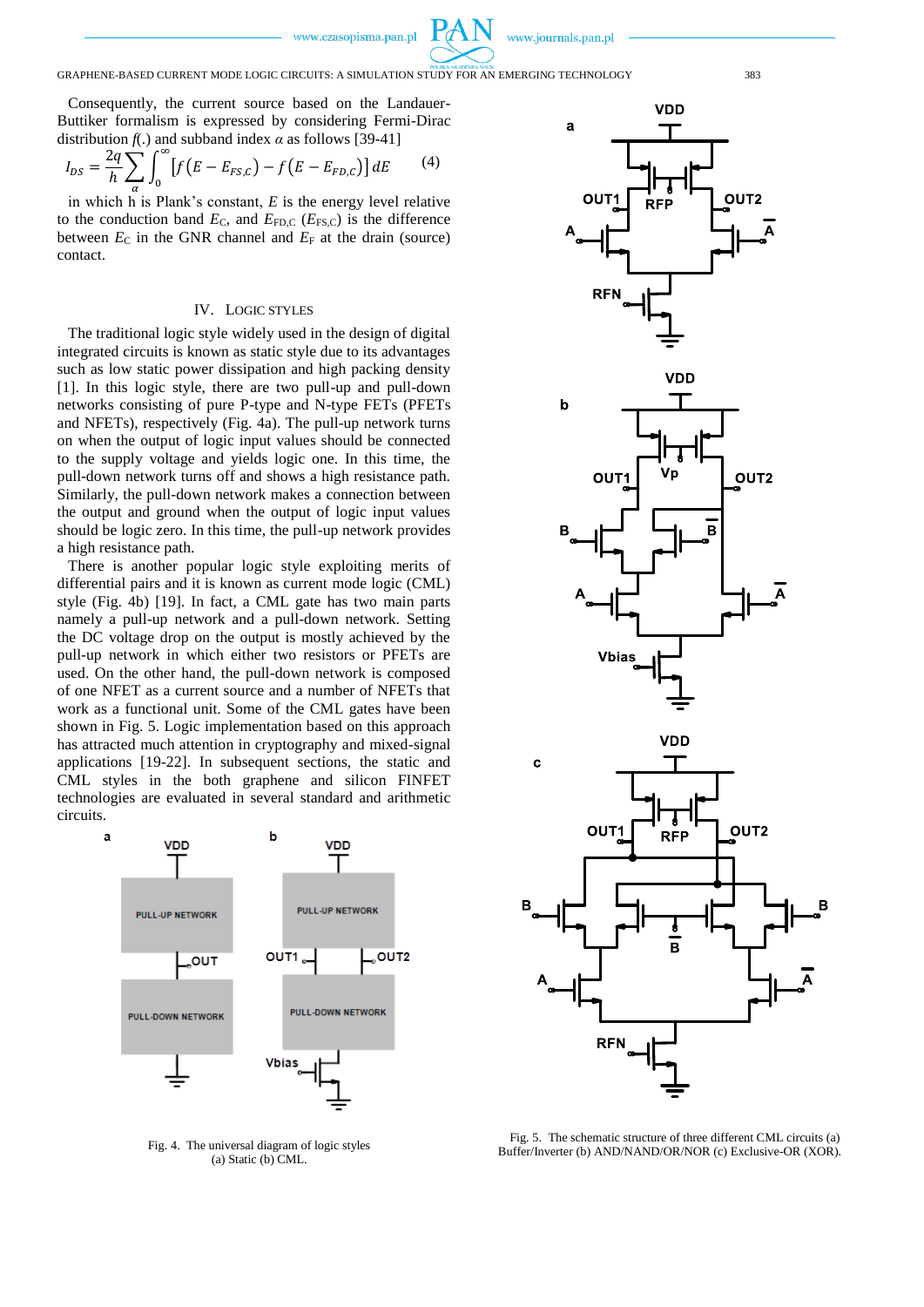Consequently, the current source based on the Landauer-Buttiker formalism is expressed by considering Fermi-Dirac distribution $f(.)$ and subband index $\alpha$ as follows [39-41]

$$I_{DS} = \frac{2q}{h}\sum_{\alpha}\int_{0}^{\infty}\left[f\left(E - E_{FS,C}\right) - f\left(E - E_{FD,C}\right)\right]dE \tag{4}$$

in which h is Plank's constant, $E$ is the energy level relative to the conduction band $E_C$, and $E_{FD,C}$ ($E_{FS,C}$) is the difference between $E_C$ in the GNR channel and $E_F$ at the drain (source) contact.

## IV. Logic Styles

The traditional logic style widely used in the design of digital integrated circuits is known as static style due to its advantages such as low static power dissipation and high packing density [1]. In this logic style, there are two pull-up and pull-down networks consisting of pure P-type and N-type FETs (PFETs and NFETs), respectively (Fig. 4a). The pull-up network turns on when the output of logic input values should be connected to the supply voltage and yields logic one. In this time, the pull-down network turns off and shows a high resistance path. Similarly, the pull-down network makes a connection between the output and ground when the output of logic input values should be logic zero. In this time, the pull-up network provides a high resistance path.

There is another popular logic style exploiting merits of differential pairs and it is known as current mode logic (CML) style (Fig. 4b) [19]. In fact, a CML gate has two main parts namely a pull-up network and a pull-down network. Setting the DC voltage drop on the output is mostly achieved by the pull-up network in which either two resistors or PFETs are used. On the other hand, the pull-down network is composed of one NFET as a current source and a number of NFETs that work as a functional unit. Some of the CML gates have been shown in Fig. 5. Logic implementation based on this approach has attracted much attention in cryptography and mixed-signal applications [19-22]. In subsequent sections, the static and CML styles in the both graphene and silicon FINFET technologies are evaluated in several standard and arithmetic circuits.

Fig. 4. The universal diagram of logic styles (a) Static (b) CML.

Fig. 5. The schematic structure of three different CML circuits (a) Buffer/Inverter (b) AND/NAND/OR/NOR (c) Exclusive-OR (XOR).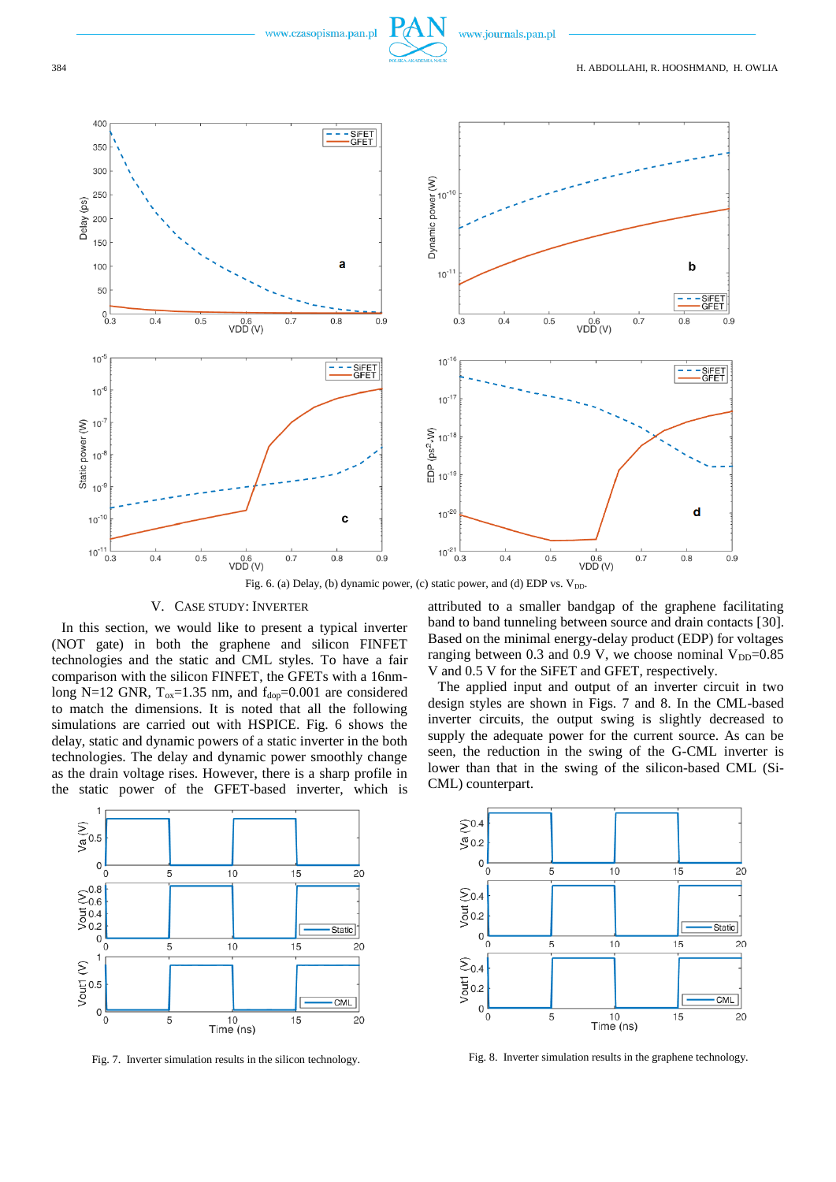Fig. 6. (a) Delay, (b) dynamic power, (c) static power, and (d) EDP vs. $V_{DD}$.

## V. Case Study: Inverter

In this section, we would like to present a typical inverter (NOT gate) in both the graphene and silicon FINFET technologies and the static and CML styles. To have a fair comparison with the silicon FINFET, the GFETs with a 16nm-long N=12 GNR, $T_{ox}$=1.35 nm, and $f_{dop}$=0.001 are considered to match the dimensions. It is noted that all the following simulations are carried out with HSPICE. Fig. 6 shows the delay, static and dynamic powers of a static inverter in the both technologies. The delay and dynamic power smoothly change as the drain voltage rises. However, there is a sharp profile in the static power of the GFET-based inverter, which is attributed to a smaller bandgap of the graphene facilitating band to band tunneling between source and drain contacts [30]. Based on the minimal energy-delay product (EDP) for voltages ranging between 0.3 and 0.9 V, we choose nominal $V_{DD}$=0.85 V and 0.5 V for the SiFET and GFET, respectively.

The applied input and output of an inverter circuit in two design styles are shown in Figs. 7 and 8. In the CML-based inverter circuits, the output swing is slightly decreased to supply the adequate power for the current source. As can be seen, the reduction in the swing of the G-CML inverter is lower than that in the swing of the silicon-based CML (Si-CML) counterpart.

Fig. 7. Inverter simulation results in the silicon technology.

Fig. 8. Inverter simulation results in the graphene technology.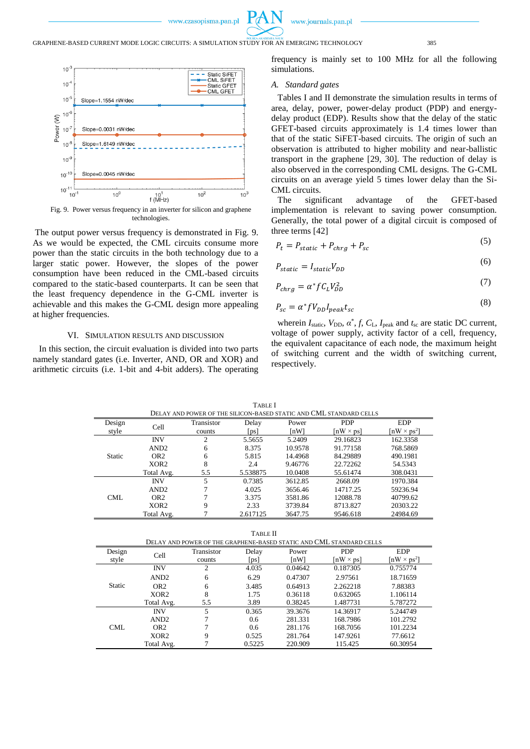Fig. 9. Power versus frequency in an inverter for silicon and graphene technologies.

The output power versus frequency is demonstrated in Fig. 9. As we would be expected, the CML circuits consume more power than the static circuits in the both technology due to a larger static power. However, the slopes of the power consumption have been reduced in the CML-based circuits compared to the static-based counterparts. It can be seen that the least frequency dependence in the G-CML inverter is achievable and this makes the G-CML design more appealing at higher frequencies.

## VI. Simulation Results and Discussion

In this section, the circuit evaluation is divided into two parts namely standard gates (i.e. Inverter, AND, OR and XOR) and arithmetic circuits (i.e. 1-bit and 4-bit adders). The operating frequency is mainly set to 100 MHz for all the following simulations.

### *A. Standard gates*

Tables I and II demonstrate the simulation results in terms of area, delay, power, power-delay product (PDP) and energy-delay product (EDP). Results show that the delay of the static GFET-based circuits approximately is 1.4 times lower than that of the static SiFET-based circuits. The origin of such an observation is attributed to higher mobility and near-ballistic transport in the graphene [29, 30]. The reduction of delay is also observed in the corresponding CML designs. The G-CML circuits on an average yield 5 times lower delay than the Si-CML circuits.

The significant advantage of the GFET-based implementation is relevant to saving power consumption. Generally, the total power of a digital circuit is composed of three terms [42]

$$P_t = P_{static} + P_{chrg} + P_{sc} \tag{5}$$

$$P_{static} = I_{static} V_{DD} \tag{6}$$

$$P_{chrg} = \alpha^* f C_L V_{DD}^2 \tag{7}$$

$$P_{sc} = \alpha^* f V_{DD} I_{peak} t_{sc} \tag{8}$$

wherein $I_{static}$, $V_{DD}$, $\alpha^*$, $f$, $C_L$, $I_{peak}$ and $t_{sc}$ are static DC current, voltage of power supply, activity factor of a cell, frequency, the equivalent capacitance of each node, the maximum height of switching current and the width of switching current, respectively.

TABLE I
DELAY AND POWER OF THE SILICON-BASED STATIC AND CML STANDARD CELLS

| Design style | Cell | Transistor counts | Delay [ps] | Power [nW] | PDP [nW × ps] | EDP [nW × ps$^2$] |
|---|---|---|---|---|---|---|
| Static | INV | 2 | 5.5655 | 5.2409 | 29.16823 | 162.3358 |
| | AND2 | 6 | 8.375 | 10.9578 | 91.77158 | 768.5869 |
| | OR2 | 6 | 5.815 | 14.4968 | 84.29889 | 490.1981 |
| | XOR2 | 8 | 2.4 | 9.46776 | 22.72262 | 54.5343 |
| | Total Avg. | 5.5 | 5.538875 | 10.0408 | 55.61474 | 308.0431 |
| CML | INV | 5 | 0.7385 | 3612.85 | 2668.09 | 1970.384 |
| | AND2 | 7 | 4.025 | 3656.46 | 14717.25 | 59236.94 |
| | OR2 | 7 | 3.375 | 3581.86 | 12088.78 | 40799.62 |
| | XOR2 | 9 | 2.33 | 3739.84 | 8713.827 | 20303.22 |
| | Total Avg. | 7 | 2.617125 | 3647.75 | 9546.618 | 24984.69 |

TABLE II
DELAY AND POWER OF THE GRAPHENE-BASED STATIC AND CML STANDARD CELLS

| Design style | Cell | Transistor counts | Delay [ps] | Power [nW] | PDP [nW × ps] | EDP [nW × ps$^2$] |
|---|---|---|---|---|---|---|
| Static | INV | 2 | 4.035 | 0.04642 | 0.187305 | 0.755774 |
| | AND2 | 6 | 6.29 | 0.47307 | 2.97561 | 18.71659 |
| | OR2 | 6 | 3.485 | 0.64913 | 2.262218 | 7.88383 |
| | XOR2 | 8 | 1.75 | 0.36118 | 0.632065 | 1.106114 |
| | Total Avg. | 5.5 | 3.89 | 0.38245 | 1.487731 | 5.787272 |
| CML | INV | 5 | 0.365 | 39.3676 | 14.36917 | 5.244749 |
| | AND2 | 7 | 0.6 | 281.331 | 168.7986 | 101.2792 |
| | OR2 | 7 | 0.6 | 281.176 | 168.7056 | 101.2234 |
| | XOR2 | 9 | 0.525 | 281.764 | 147.9261 | 77.6612 |
| | Total Avg. | 7 | 0.5225 | 220.909 | 115.425 | 60.30954 |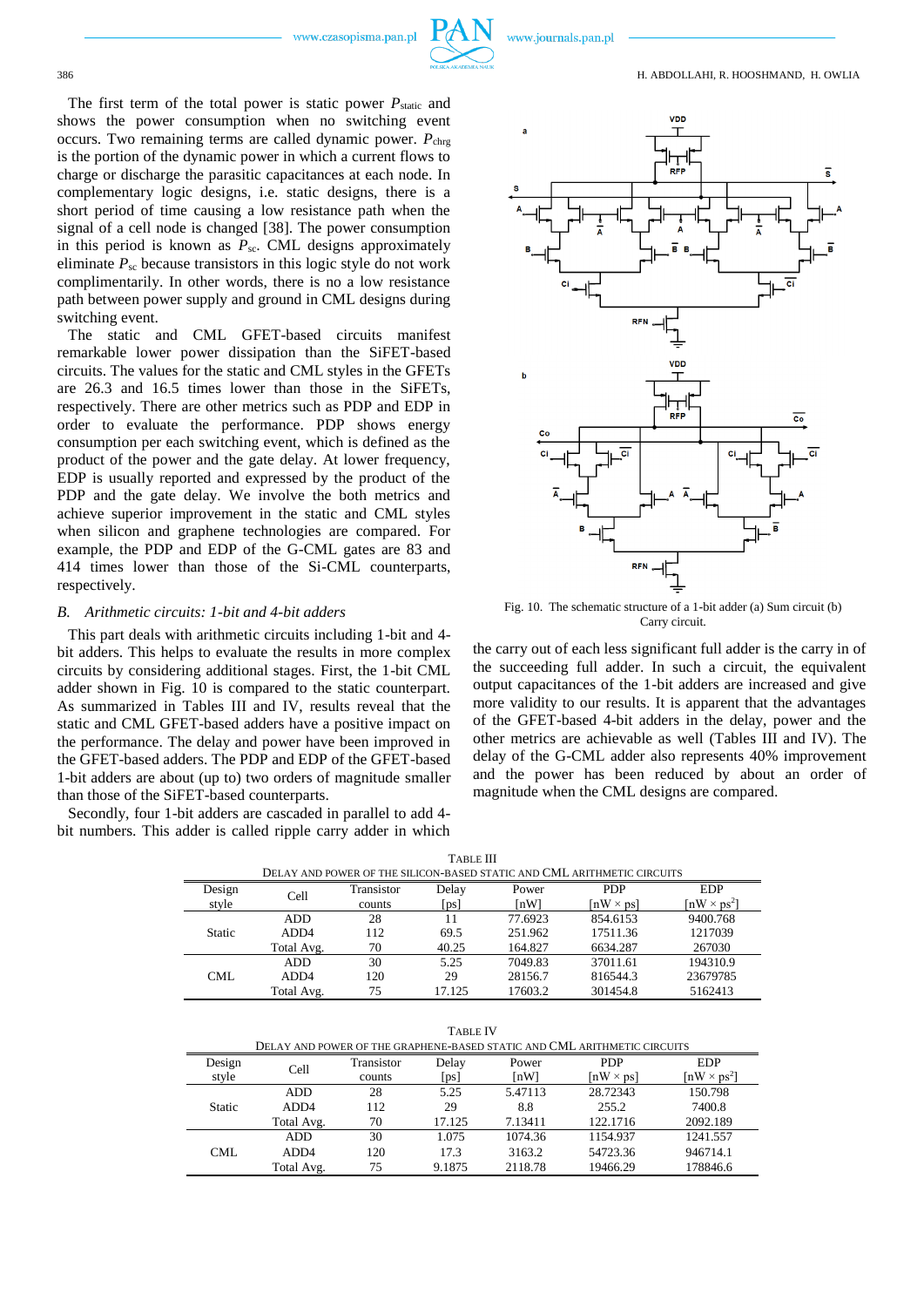The first term of the total power is static power $P_{static}$ and shows the power consumption when no switching event occurs. Two remaining terms are called dynamic power. $P_{chrg}$ is the portion of the dynamic power in which a current flows to charge or discharge the parasitic capacitances at each node. In complementary logic designs, i.e. static designs, there is a short period of time causing a low resistance path when the signal of a cell node is changed [38]. The power consumption in this period is known as $P_{sc}$. CML designs approximately eliminate $P_{sc}$ because transistors in this logic style do not work complimentarily. In other words, there is no a low resistance path between power supply and ground in CML designs during switching event.

The static and CML GFET-based circuits manifest remarkable lower power dissipation than the SiFET-based circuits. The values for the static and CML styles in the GFETs are 26.3 and 16.5 times lower than those in the SiFETs, respectively. There are other metrics such as PDP and EDP in order to evaluate the performance. PDP shows energy consumption per each switching event, which is defined as the product of the power and the gate delay. At lower frequency, EDP is usually reported and expressed by the product of the PDP and the gate delay. We involve the both metrics and achieve superior improvement in the static and CML styles when silicon and graphene technologies are compared. For example, the PDP and EDP of the G-CML gates are 83 and 414 times lower than those of the Si-CML counterparts, respectively.

### B. *Arithmetic circuits: 1-bit and 4-bit adders*

This part deals with arithmetic circuits including 1-bit and 4-bit adders. This helps to evaluate the results in more complex circuits by considering additional stages. First, the 1-bit CML adder shown in Fig. 10 is compared to the static counterpart. As summarized in Tables III and IV, results reveal that the static and CML GFET-based adders have a positive impact on the performance. The delay and power have been improved in the GFET-based adders. The PDP and EDP of the GFET-based 1-bit adders are about (up to) two orders of magnitude smaller than those of the SiFET-based counterparts.

Secondly, four 1-bit adders are cascaded in parallel to add 4-bit numbers. This adder is called ripple carry adder in which the carry out of each less significant full adder is the carry in of the succeeding full adder. In such a circuit, the equivalent output capacitances of the 1-bit adders are increased and give more validity to our results. It is apparent that the advantages of the GFET-based 4-bit adders in the delay, power and the other metrics are achievable as well (Tables III and IV). The delay of the G-CML adder also represents 40% improvement and the power has been reduced by about an order of magnitude when the CML designs are compared.

Fig. 10. The schematic structure of a 1-bit adder (a) Sum circuit (b) Carry circuit.

TABLE III
DELAY AND POWER OF THE SILICON-BASED STATIC AND CML ARITHMETIC CIRCUITS

| Design style | Cell | Transistor counts | Delay [ps] | Power [nW] | PDP [nW × ps] | EDP [nW × ps$^2$] |
|---|---|---|---|---|---|---|
| Static | ADD | 28 | 11 | 77.6923 | 854.6153 | 9400.768 |
| | ADD4 | 112 | 69.5 | 251.962 | 17511.36 | 1217039 |
| | Total Avg. | 70 | 40.25 | 164.827 | 6634.287 | 267030 |
| CML | ADD | 30 | 5.25 | 7049.83 | 37011.61 | 194310.9 |
| | ADD4 | 120 | 29 | 28156.7 | 816544.3 | 23679785 |
| | Total Avg. | 75 | 17.125 | 17603.2 | 301454.8 | 5162413 |

TABLE IV
DELAY AND POWER OF THE GRAPHENE-BASED STATIC AND CML ARITHMETIC CIRCUITS

| Design style | Cell | Transistor counts | Delay [ps] | Power [nW] | PDP [nW × ps] | EDP [nW × ps$^2$] |
|---|---|---|---|---|---|---|
| Static | ADD | 28 | 5.25 | 5.47113 | 28.72343 | 150.798 |
| | ADD4 | 112 | 29 | 8.8 | 255.2 | 7400.8 |
| | Total Avg. | 70 | 17.125 | 7.13411 | 122.1716 | 2092.189 |
| CML | ADD | 30 | 1.075 | 1074.36 | 1154.937 | 1241.557 |
| | ADD4 | 120 | 17.3 | 3163.2 | 54723.36 | 946714.1 |
| | Total Avg. | 75 | 9.1875 | 2118.78 | 19466.29 | 178846.6 |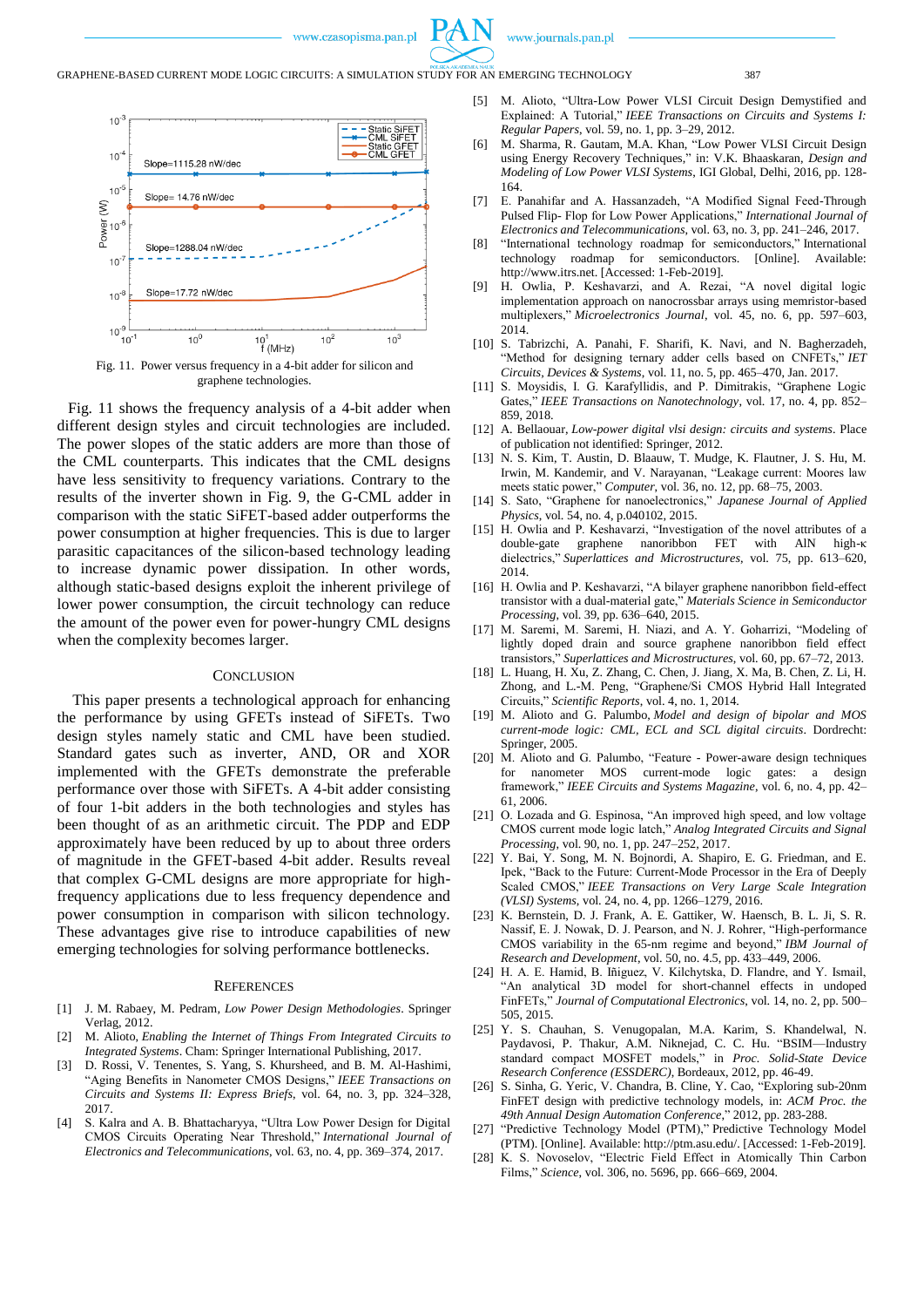Fig. 11. Power versus frequency in a 4-bit adder for silicon and graphene technologies.

Fig. 11 shows the frequency analysis of a 4-bit adder when different design styles and circuit technologies are included. The power slopes of the static adders are more than those of the CML counterparts. This indicates that the CML designs have less sensitivity to frequency variations. Contrary to the results of the inverter shown in Fig. 9, the G-CML adder in comparison with the static SiFET-based adder outperforms the power consumption at higher frequencies. This is due to larger parasitic capacitances of the silicon-based technology leading to increase dynamic power dissipation. In other words, although static-based designs exploit the inherent privilege of lower power consumption, the circuit technology can reduce the amount of the power even for power-hungry CML designs when the complexity becomes larger.

## Conclusion

This paper presents a technological approach for enhancing the performance by using GFETs instead of SiFETs. Two design styles namely static and CML have been studied. Standard gates such as inverter, AND, OR and XOR implemented with the GFETs demonstrate the preferable performance over those with SiFETs. A 4-bit adder consisting of four 1-bit adders in the both technologies and styles has been thought of as an arithmetic circuit. The PDP and EDP approximately have been reduced by up to about three orders of magnitude in the GFET-based 4-bit adder. Results reveal that complex G-CML designs are more appropriate for high-frequency applications due to less frequency dependence and power consumption in comparison with silicon technology. These advantages give rise to introduce capabilities of new emerging technologies for solving performance bottlenecks.

## References

[1] J. M. Rabaey, M. Pedram, *Low Power Design Methodologies*. Springer Verlag, 2012.

[2] M. Alioto, *Enabling the Internet of Things From Integrated Circuits to Integrated Systems*. Cham: Springer International Publishing, 2017.

[3] D. Rossi, V. Tenentes, S. Yang, S. Khursheed, and B. M. Al-Hashimi, "Aging Benefits in Nanometer CMOS Designs," *IEEE Transactions on Circuits and Systems II: Express Briefs*, vol. 64, no. 3, pp. 324–328, 2017.

[4] S. Kalra and A. B. Bhattacharyya, "Ultra Low Power Design for Digital CMOS Circuits Operating Near Threshold," *International Journal of Electronics and Telecommunications*, vol. 63, no. 4, pp. 369–374, 2017.

[5] M. Alioto, "Ultra-Low Power VLSI Circuit Design Demystified and Explained: A Tutorial," *IEEE Transactions on Circuits and Systems I: Regular Papers*, vol. 59, no. 1, pp. 3–29, 2012.

[6] M. Sharma, R. Gautam, M.A. Khan, "Low Power VLSI Circuit Design using Energy Recovery Techniques," in: V.K. Bhaaskaran, *Design and Modeling of Low Power VLSI Systems*, IGI Global, Delhi, 2016, pp. 128-164.

[7] E. Panahifar and A. Hassanzadeh, "A Modified Signal Feed-Through Pulsed Flip- Flop for Low Power Applications," *International Journal of Electronics and Telecommunications*, vol. 63, no. 3, pp. 241–246, 2017.

[8] "International technology roadmap for semiconductors," International technology roadmap for semiconductors. [Online]. Available: http://www.itrs.net. [Accessed: 1-Feb-2019].

[9] H. Owlia, P. Keshavarzi, and A. Rezai, "A novel digital logic implementation approach on nanocrossbar arrays using memristor-based multiplexers," *Microelectronics Journal*, vol. 45, no. 6, pp. 597–603, 2014.

[10] S. Tabrizchi, A. Panahi, F. Sharifi, K. Navi, and N. Bagherzadeh, "Method for designing ternary adder cells based on CNFETs," *IET Circuits, Devices & Systems*, vol. 11, no. 5, pp. 465–470, Jan. 2017.

[11] S. Moysidis, I. G. Karafyllidis, and P. Dimitrakis, "Graphene Logic Gates," *IEEE Transactions on Nanotechnology*, vol. 17, no. 4, pp. 852–859, 2018.

[12] A. Bellaouar, *Low-power digital vlsi design: circuits and systems*. Place of publication not identified: Springer, 2012.

[13] N. S. Kim, T. Austin, D. Blaauw, T. Mudge, K. Flautner, J. S. Hu, M. Irwin, M. Kandemir, and V. Narayanan, "Leakage current: Moores law meets static power," *Computer*, vol. 36, no. 12, pp. 68–75, 2003.

[14] S. Sato, "Graphene for nanoelectronics," *Japanese Journal of Applied Physics*, vol. 54, no. 4, p.040102, 2015.

[15] H. Owlia and P. Keshavarzi, "Investigation of the novel attributes of a double-gate graphene nanoribbon FET with AlN high-κ dielectrics," *Superlattices and Microstructures*, vol. 75, pp. 613–620, 2014.

[16] H. Owlia and P. Keshavarzi, "A bilayer graphene nanoribbon field-effect transistor with a dual-material gate," *Materials Science in Semiconductor Processing*, vol. 39, pp. 636–640, 2015.

[17] M. Saremi, M. Saremi, H. Niazi, and A. Y. Goharrizi, "Modeling of lightly doped drain and source graphene nanoribbon field effect transistors," *Superlattices and Microstructures*, vol. 60, pp. 67–72, 2013.

[18] L. Huang, H. Xu, Z. Zhang, C. Chen, J. Jiang, X. Ma, B. Chen, Z. Li, H. Zhong, and L.-M. Peng, "Graphene/Si CMOS Hybrid Hall Integrated Circuits," *Scientific Reports*, vol. 4, no. 1, 2014.

[19] M. Alioto and G. Palumbo, *Model and design of bipolar and MOS current-mode logic: CML, ECL and SCL digital circuits*. Dordrecht: Springer, 2005.

[20] M. Alioto and G. Palumbo, "Feature - Power-aware design techniques for nanometer MOS current-mode logic gates: a design framework," *IEEE Circuits and Systems Magazine*, vol. 6, no. 4, pp. 42–61, 2006.

[21] O. Lozada and G. Espinosa, "An improved high speed, and low voltage CMOS current mode logic latch," *Analog Integrated Circuits and Signal Processing*, vol. 90, no. 1, pp. 247–252, 2017.

[22] Y. Bai, Y. Song, M. N. Bojnordi, A. Shapiro, E. G. Friedman, and E. Ipek, "Back to the Future: Current-Mode Processor in the Era of Deeply Scaled CMOS," *IEEE Transactions on Very Large Scale Integration (VLSI) Systems*, vol. 24, no. 4, pp. 1266–1279, 2016.

[23] K. Bernstein, D. J. Frank, A. E. Gattiker, W. Haensch, B. L. Ji, S. R. Nassif, E. J. Nowak, D. J. Pearson, and N. J. Rohrer, "High-performance CMOS variability in the 65-nm regime and beyond," *IBM Journal of Research and Development*, vol. 50, no. 4.5, pp. 433–449, 2006.

[24] H. A. E. Hamid, B. Iñiguez, V. Kilchytska, D. Flandre, and Y. Ismail, "An analytical 3D model for short-channel effects in undoped FinFETs," *Journal of Computational Electronics*, vol. 14, no. 2, pp. 500–505, 2015.

[25] Y. S. Chauhan, S. Venugopalan, M.A. Karim, S. Khandelwal, N. Paydavosi, P. Thakur, A.M. Niknejad, C. C. Hu. "BSIM—Industry standard compact MOSFET models," in *Proc. Solid-State Device Research Conference (ESSDERC)*, Bordeaux, 2012, pp. 46-49.

[26] S. Sinha, G. Yeric, V. Chandra, B. Cline, Y. Cao, "Exploring sub-20nm FinFET design with predictive technology models, in: *ACM Proc. the 49th Annual Design Automation Conference*," 2012, pp. 283-288.

[27] "Predictive Technology Model (PTM)," Predictive Technology Model (PTM). [Online]. Available: http://ptm.asu.edu/. [Accessed: 1-Feb-2019].

[28] K. S. Novoselov, "Electric Field Effect in Atomically Thin Carbon Films," *Science*, vol. 306, no. 5696, pp. 666–669, 2004.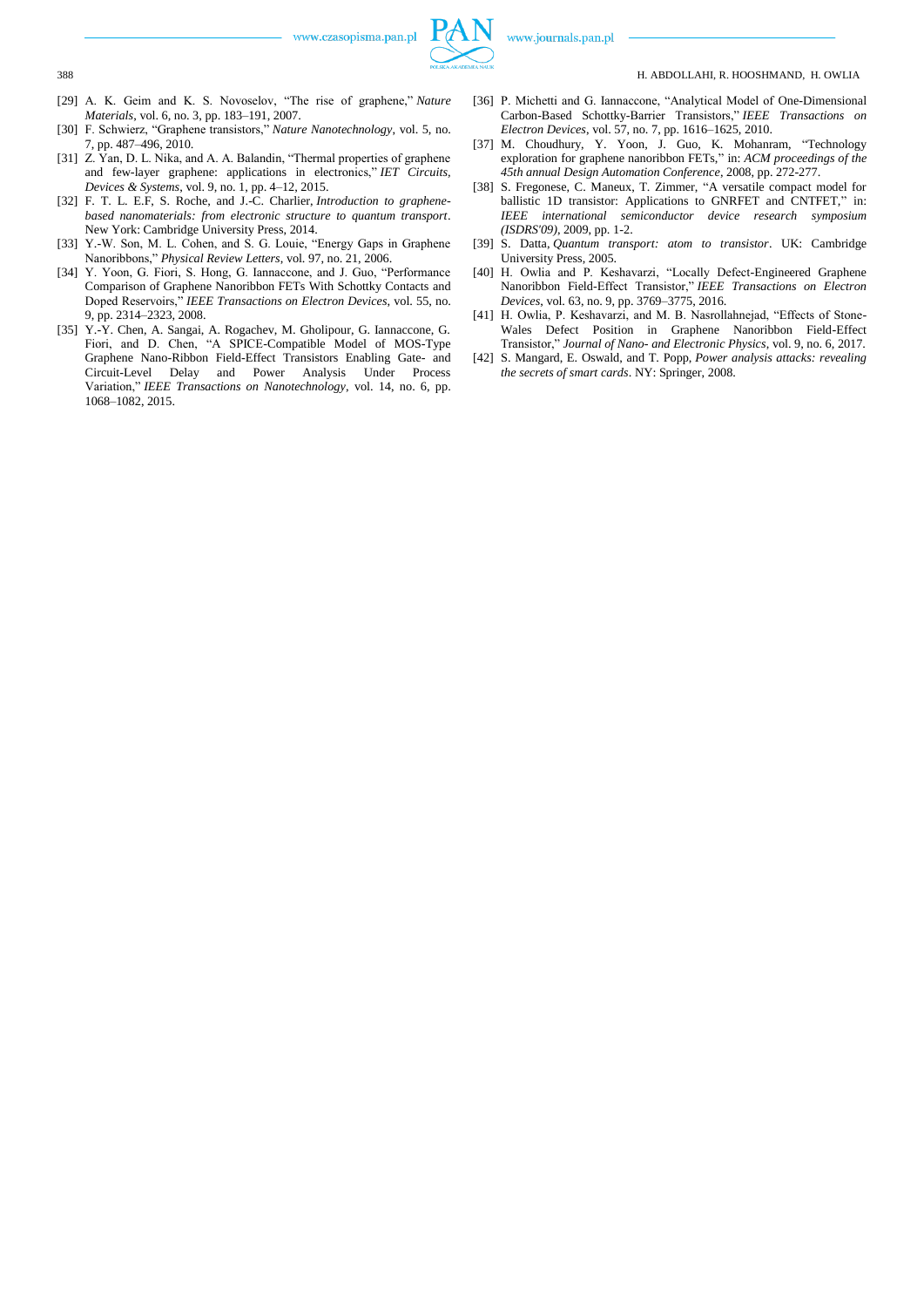[29] A. K. Geim and K. S. Novoselov, "The rise of graphene," *Nature Materials*, vol. 6, no. 3, pp. 183–191, 2007.

[30] F. Schwierz, "Graphene transistors," *Nature Nanotechnology*, vol. 5, no. 7, pp. 487–496, 2010.

[31] Z. Yan, D. L. Nika, and A. A. Balandin, "Thermal properties of graphene and few-layer graphene: applications in electronics," *IET Circuits, Devices & Systems*, vol. 9, no. 1, pp. 4–12, 2015.

[32] F. T. L. E.F, S. Roche, and J.-C. Charlier, *Introduction to graphene-based nanomaterials: from electronic structure to quantum transport*. New York: Cambridge University Press, 2014.

[33] Y.-W. Son, M. L. Cohen, and S. G. Louie, "Energy Gaps in Graphene Nanoribbons," *Physical Review Letters*, vol. 97, no. 21, 2006.

[34] Y. Yoon, G. Fiori, S. Hong, G. Iannaccone, and J. Guo, "Performance Comparison of Graphene Nanoribbon FETs With Schottky Contacts and Doped Reservoirs," *IEEE Transactions on Electron Devices*, vol. 55, no. 9, pp. 2314–2323, 2008.

[35] Y.-Y. Chen, A. Sangai, A. Rogachev, M. Gholipour, G. Iannaccone, G. Fiori, and D. Chen, "A SPICE-Compatible Model of MOS-Type Graphene Nano-Ribbon Field-Effect Transistors Enabling Gate- and Circuit-Level Delay and Power Analysis Under Process Variation," *IEEE Transactions on Nanotechnology*, vol. 14, no. 6, pp. 1068–1082, 2015.

[36] P. Michetti and G. Iannaccone, "Analytical Model of One-Dimensional Carbon-Based Schottky-Barrier Transistors," *IEEE Transactions on Electron Devices*, vol. 57, no. 7, pp. 1616–1625, 2010.

[37] M. Choudhury, Y. Yoon, J. Guo, K. Mohanram, "Technology exploration for graphene nanoribbon FETs," in: *ACM proceedings of the 45th annual Design Automation Conference*, 2008, pp. 272-277.

[38] S. Fregonese, C. Maneux, T. Zimmer, "A versatile compact model for ballistic 1D transistor: Applications to GNRFET and CNTFET," in: *IEEE international semiconductor device research symposium (ISDRS'09)*, 2009, pp. 1-2.

[39] S. Datta, *Quantum transport: atom to transistor*. UK: Cambridge University Press, 2005.

[40] H. Owlia and P. Keshavarzi, "Locally Defect-Engineered Graphene Nanoribbon Field-Effect Transistor," *IEEE Transactions on Electron Devices*, vol. 63, no. 9, pp. 3769–3775, 2016.

[41] H. Owlia, P. Keshavarzi, and M. B. Nasrollahnejad, "Effects of Stone-Wales Defect Position in Graphene Nanoribbon Field-Effect Transistor," *Journal of Nano- and Electronic Physics*, vol. 9, no. 6, 2017.

[42] S. Mangard, E. Oswald, and T. Popp, *Power analysis attacks: revealing the secrets of smart cards*. NY: Springer, 2008.